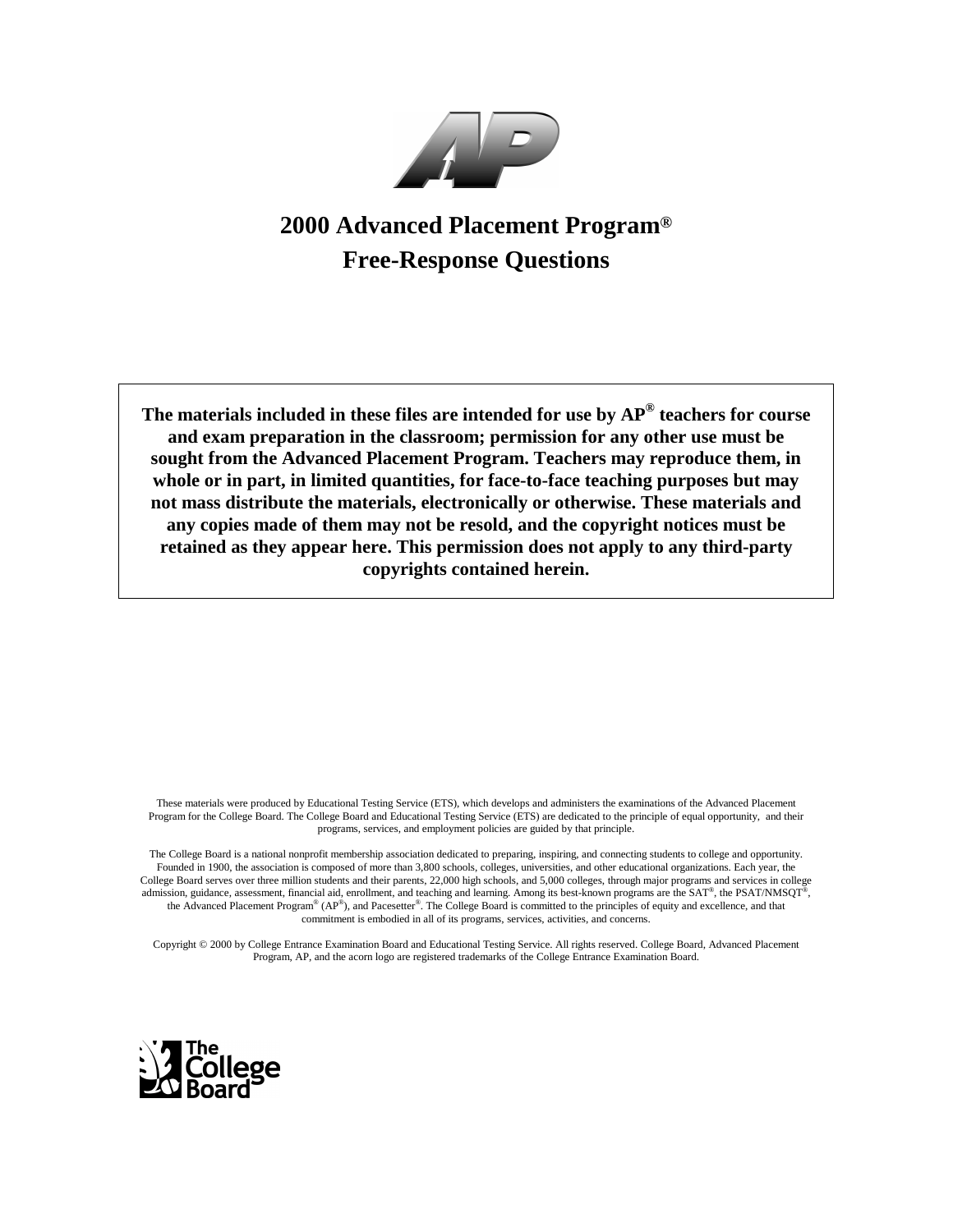# 2000 Advanced Placement Program®
# Free-Response Questions

**The materials included in these files are intended for use by AP® teachers for course and exam preparation in the classroom; permission for any other use must be sought from the Advanced Placement Program. Teachers may reproduce them, in whole or in part, in limited quantities, for face-to-face teaching purposes but may not mass distribute the materials, electronically or otherwise. These materials and any copies made of them may not be resold, and the copyright notices must be retained as they appear here. This permission does not apply to any third-party copyrights contained herein.**

These materials were produced by Educational Testing Service (ETS), which develops and administers the examinations of the Advanced Placement Program for the College Board. The College Board and Educational Testing Service (ETS) are dedicated to the principle of equal opportunity, and their programs, services, and employment policies are guided by that principle.

The College Board is a national nonprofit membership association dedicated to preparing, inspiring, and connecting students to college and opportunity. Founded in 1900, the association is composed of more than 3,800 schools, colleges, universities, and other educational organizations. Each year, the College Board serves over three million students and their parents, 22,000 high schools, and 5,000 colleges, through major programs and services in college admission, guidance, assessment, financial aid, enrollment, and teaching and learning. Among its best-known programs are the SAT®, the PSAT/NMSQT®, the Advanced Placement Program® (AP®), and Pacesetter®. The College Board is committed to the principles of equity and excellence, and that commitment is embodied in all of its programs, services, activities, and concerns.

Copyright © 2000 by College Entrance Examination Board and Educational Testing Service. All rights reserved. College Board, Advanced Placement Program, AP, and the acorn logo are registered trademarks of the College Entrance Examination Board.

The College Board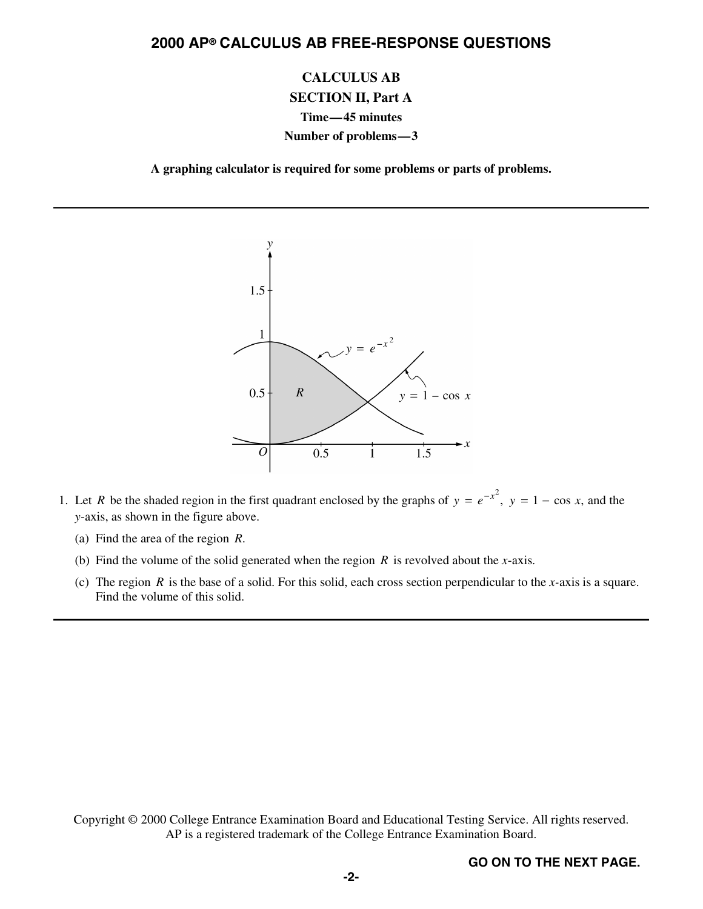## CALCULUS AB

## SECTION II, Part A

**Time—45 minutes**

**Number of problems—3**

**A graphing calculator is required for some problems or parts of problems.**

---

1. Let $R$ be the shaded region in the first quadrant enclosed by the graphs of $y = e^{-x^2}$, $y = 1 - \cos x$, and the $y$-axis, as shown in the figure above.

   (a) Find the area of the region $R$.

   (b) Find the volume of the solid generated when the region $R$ is revolved about the $x$-axis.

   (c) The region $R$ is the base of a solid. For this solid, each cross section perpendicular to the $x$-axis is a square. Find the volume of this solid.

---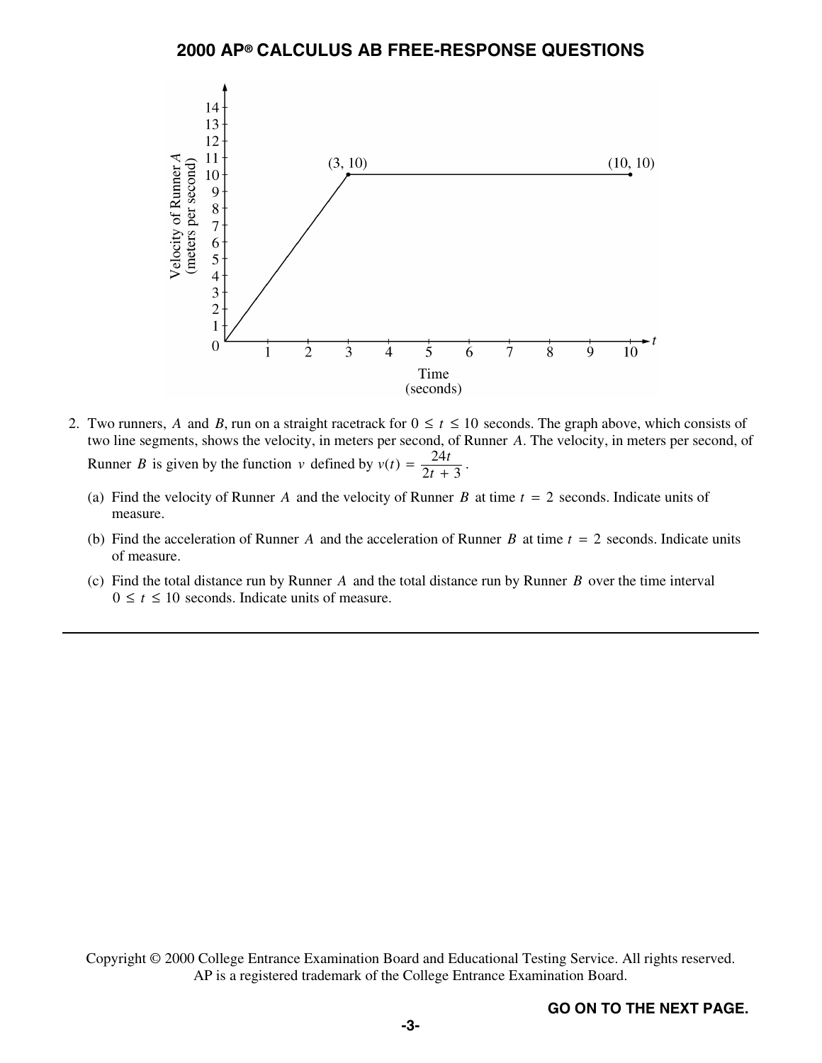2. Two runners, $A$ and $B$, run on a straight racetrack for $0 \leq t \leq 10$ seconds. The graph above, which consists of two line segments, shows the velocity, in meters per second, of Runner $A$. The velocity, in meters per second, of Runner $B$ is given by the function $v$ defined by $v(t) = \dfrac{24t}{2t + 3}$.

   (a) Find the velocity of Runner $A$ and the velocity of Runner $B$ at time $t = 2$ seconds. Indicate units of measure.

   (b) Find the acceleration of Runner $A$ and the acceleration of Runner $B$ at time $t = 2$ seconds. Indicate units of measure.

   (c) Find the total distance run by Runner $A$ and the total distance run by Runner $B$ over the time interval $0 \leq t \leq 10$ seconds. Indicate units of measure.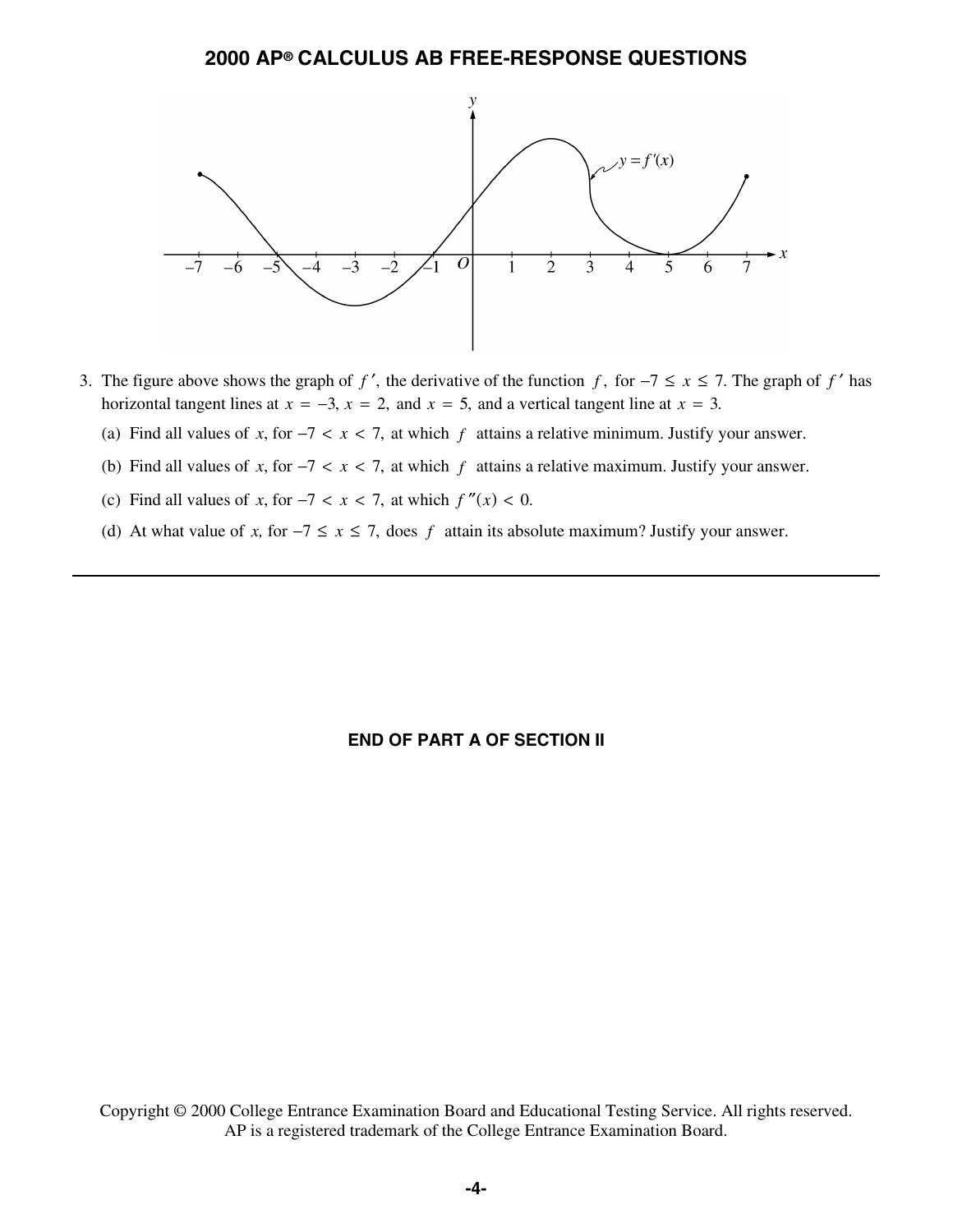## 2000 AP® CALCULUS AB FREE-RESPONSE QUESTIONS

3. The figure above shows the graph of $f'$, the derivative of the function $f$, for $-7 \le x \le 7$. The graph of $f'$ has horizontal tangent lines at $x = -3$, $x = 2$, and $x = 5$, and a vertical tangent line at $x = 3$.

   (a) Find all values of $x$, for $-7 < x < 7$, at which $f$ attains a relative minimum. Justify your answer.

   (b) Find all values of $x$, for $-7 < x < 7$, at which $f$ attains a relative maximum. Justify your answer.

   (c) Find all values of $x$, for $-7 < x < 7$, at which $f''(x) < 0$.

   (d) At what value of $x$, for $-7 \le x \le 7$, does $f$ attain its absolute maximum? Justify your answer.

---

**END OF PART A OF SECTION II**

Copyright © 2000 College Entrance Examination Board and Educational Testing Service. All rights reserved.
AP is a registered trademark of the College Entrance Examination Board.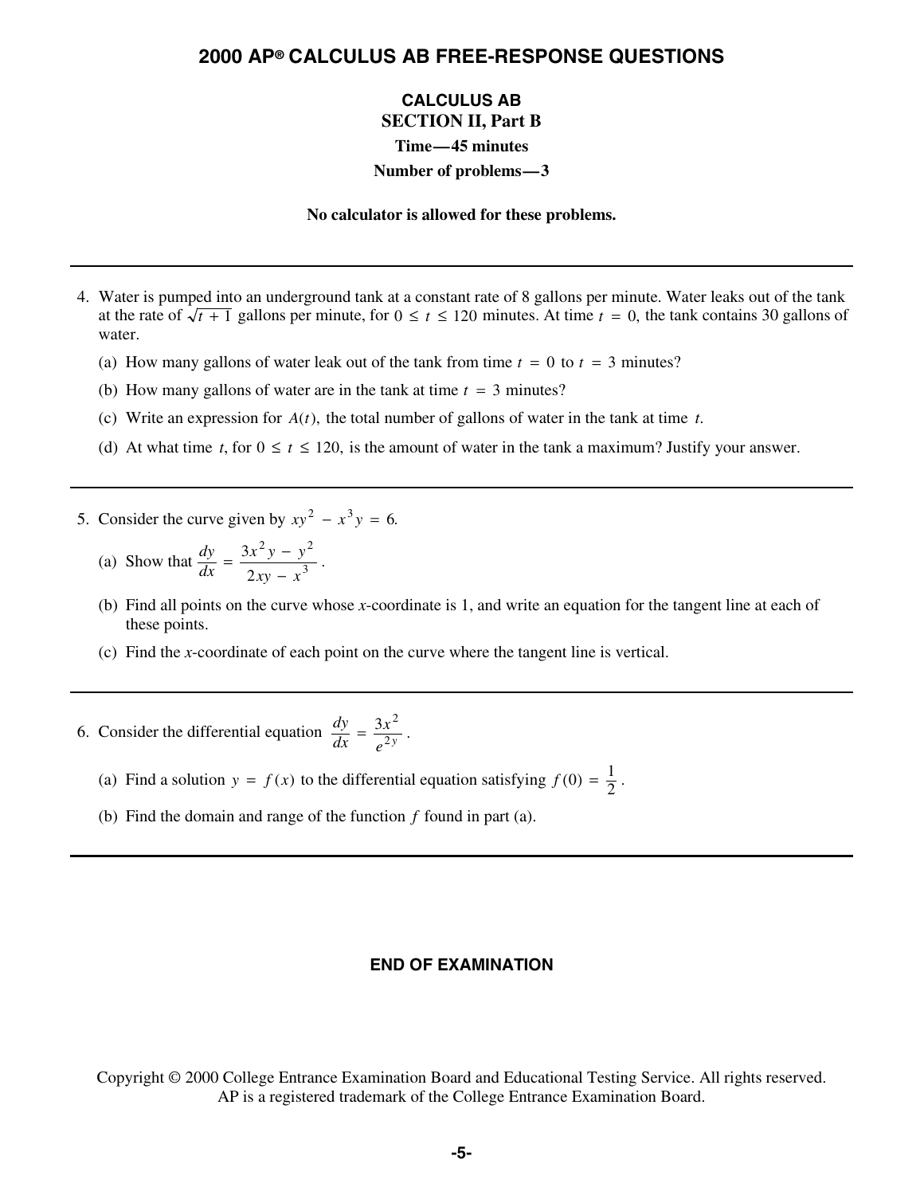# 2000 AP® CALCULUS AB FREE-RESPONSE QUESTIONS

**CALCULUS AB**

**SECTION II, Part B**

**Time—45 minutes**

**Number of problems—3**

**No calculator is allowed for these problems.**

---

4. Water is pumped into an underground tank at a constant rate of 8 gallons per minute. Water leaks out of the tank at the rate of $\sqrt{t+1}$ gallons per minute, for $0 \le t \le 120$ minutes. At time $t = 0$, the tank contains 30 gallons of water.

   (a) How many gallons of water leak out of the tank from time $t = 0$ to $t = 3$ minutes?

   (b) How many gallons of water are in the tank at time $t = 3$ minutes?

   (c) Write an expression for $A(t)$, the total number of gallons of water in the tank at time $t$.

   (d) At what time $t$, for $0 \le t \le 120$, is the amount of water in the tank a maximum? Justify your answer.

---

5. Consider the curve given by $xy^2 - x^3y = 6$.

   (a) Show that $\dfrac{dy}{dx} = \dfrac{3x^2y - y^2}{2xy - x^3}$.

   (b) Find all points on the curve whose $x$-coordinate is 1, and write an equation for the tangent line at each of these points.

   (c) Find the $x$-coordinate of each point on the curve where the tangent line is vertical.

---

6. Consider the differential equation $\dfrac{dy}{dx} = \dfrac{3x^2}{e^{2y}}$.

   (a) Find a solution $y = f(x)$ to the differential equation satisfying $f(0) = \dfrac{1}{2}$.

   (b) Find the domain and range of the function $f$ found in part (a).

---

**END OF EXAMINATION**

Copyright © 2000 College Entrance Examination Board and Educational Testing Service. All rights reserved.
AP is a registered trademark of the College Entrance Examination Board.